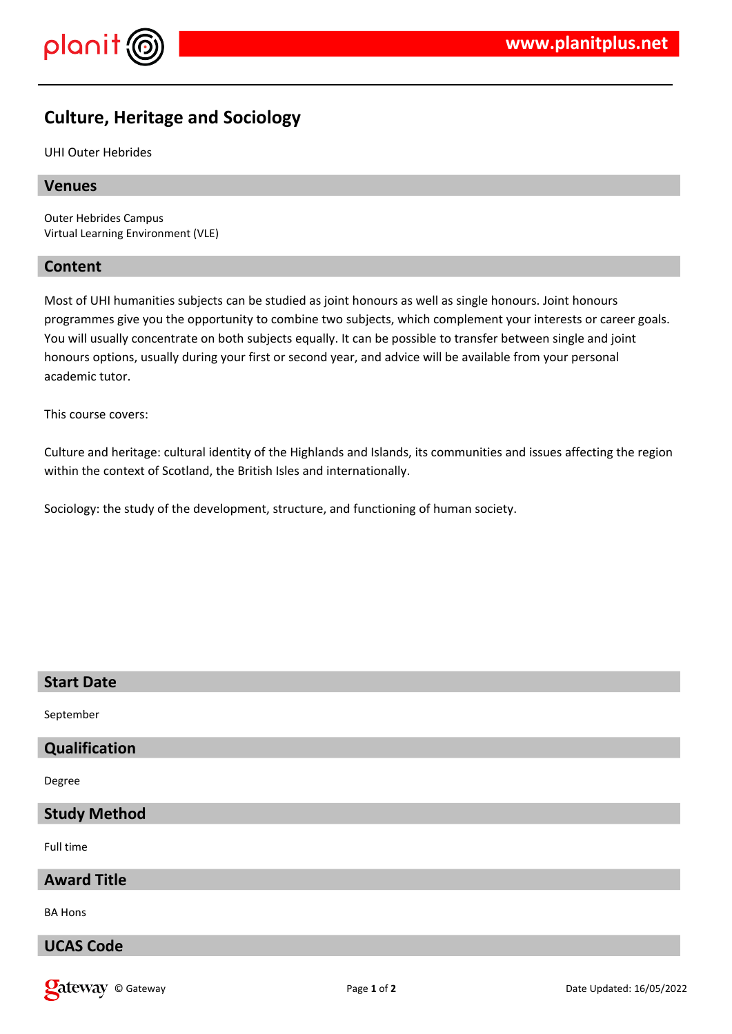# Culture, Heritage and Sociology

UHI Outer Hebrides

## Venues

Outer Hebrides Campus
Virtual Learning Environment (VLE)

## Content

Most of UHI humanities subjects can be studied as joint honours as well as single honours. Joint honours programmes give you the opportunity to combine two subjects, which complement your interests or career goals. You will usually concentrate on both subjects equally. It can be possible to transfer between single and joint honours options, usually during your first or second year, and advice will be available from your personal academic tutor.

This course covers:

Culture and heritage: cultural identity of the Highlands and Islands, its communities and issues affecting the region within the context of Scotland, the British Isles and internationally.

Sociology: the study of the development, structure, and functioning of human society.

## Start Date

September

## Qualification

Degree

## Study Method

Full time

## Award Title

BA Hons

## UCAS Code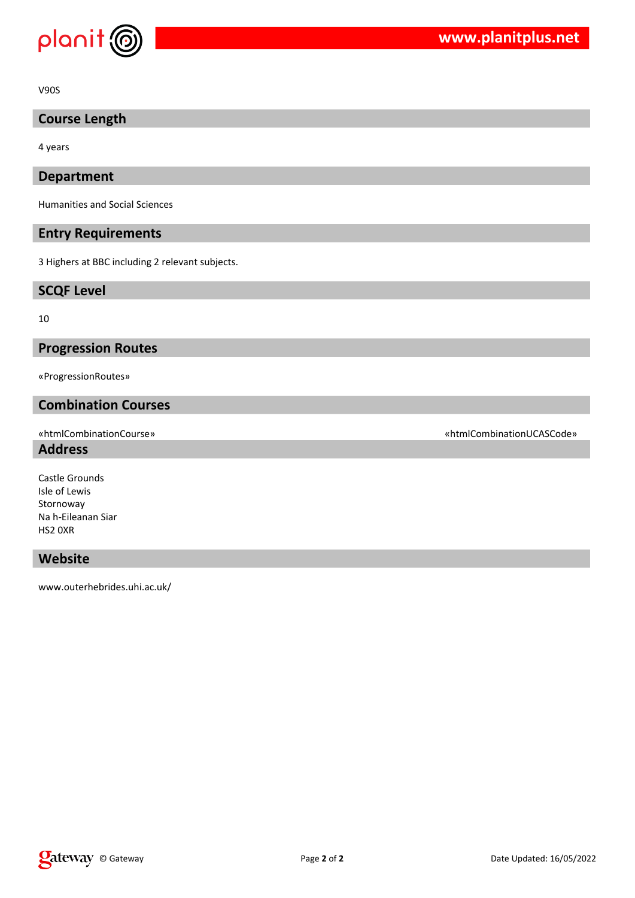V90S

## Course Length

4 years

## Department

Humanities and Social Sciences

## Entry Requirements

3 Highers at BBC including 2 relevant subjects.

## SCQF Level

10

## Progression Routes

«ProgressionRoutes»

## Combination Courses

«htmlCombinationCourse» «htmlCombinationUCASCode»

## Address

Castle Grounds
Isle of Lewis
Stornoway
Na h-Eileanan Siar
HS2 0XR

## Website

www.outerhebrides.uhi.ac.uk/

© Gateway

Date Updated: 16/05/2022